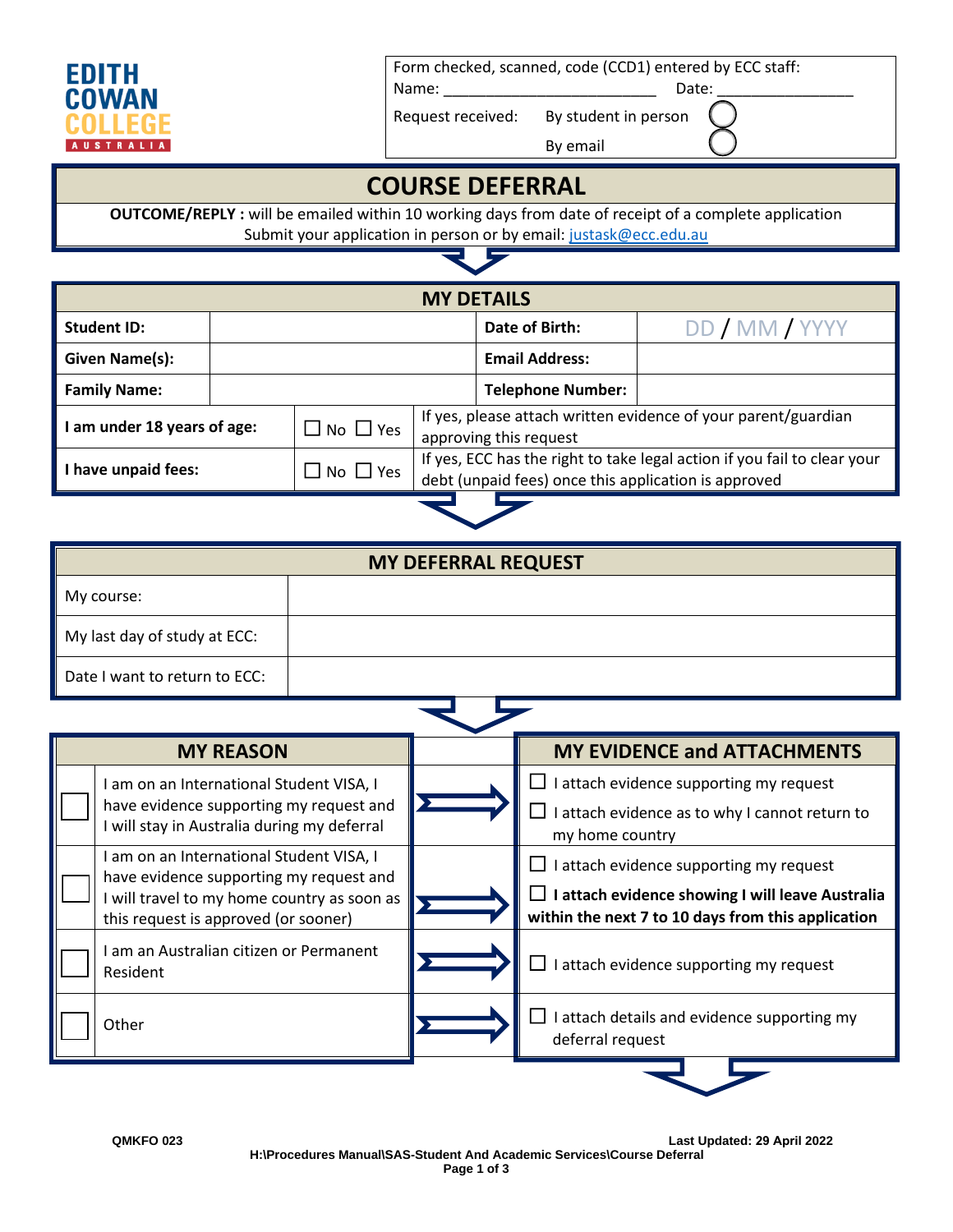EDITH COWAN COLLEGE AUSTRALIA

Form checked, scanned, code (CCD1) entered by ECC staff:
Name: ________________________ Date: _______________

Request received: By student in person ◯
By email ◯

# COURSE DEFERRAL

**OUTCOME/REPLY :** will be emailed within 10 working days from date of receipt of a complete application
Submit your application in person or by email: justask@ecc.edu.au

## MY DETAILS

| **Student ID:** | | **Date of Birth:** | DD / MM / YYYY |
|---|---|---|---|
| **Given Name(s):** | | **Email Address:** | |
| **Family Name:** | | **Telephone Number:** | |

| **I am under 18 years of age:** | ☐ No ☐ Yes | If yes, please attach written evidence of your parent/guardian approving this request |
|---|---|---|
| **I have unpaid fees:** | ☐ No ☐ Yes | If yes, ECC has the right to take legal action if you fail to clear your debt (unpaid fees) once this application is approved |

## MY DEFERRAL REQUEST

| My course: | |
|---|---|
| My last day of study at ECC: | |
| Date I want to return to ECC: | |

## MY REASON / MY EVIDENCE and ATTACHMENTS

| | MY REASON | MY EVIDENCE and ATTACHMENTS |
|---|---|---|
| ☐ | I am on an International Student VISA, I have evidence supporting my request and I will stay in Australia during my deferral | ☐ I attach evidence supporting my request<br>☐ I attach evidence as to why I cannot return to my home country |
| ☐ | I am on an International Student VISA, I have evidence supporting my request and I will travel to my home country as soon as this request is approved (or sooner) | ☐ I attach evidence supporting my request<br>☐ **I attach evidence showing I will leave Australia within the next 7 to 10 days from this application** |
| ☐ | I am an Australian citizen or Permanent Resident | ☐ I attach evidence supporting my request |
| ☐ | Other | ☐ I attach details and evidence supporting my deferral request |

QMKFO 023 Last Updated: 29 April 2022
H:\Procedures Manual\SAS-Student And Academic Services\Course Deferral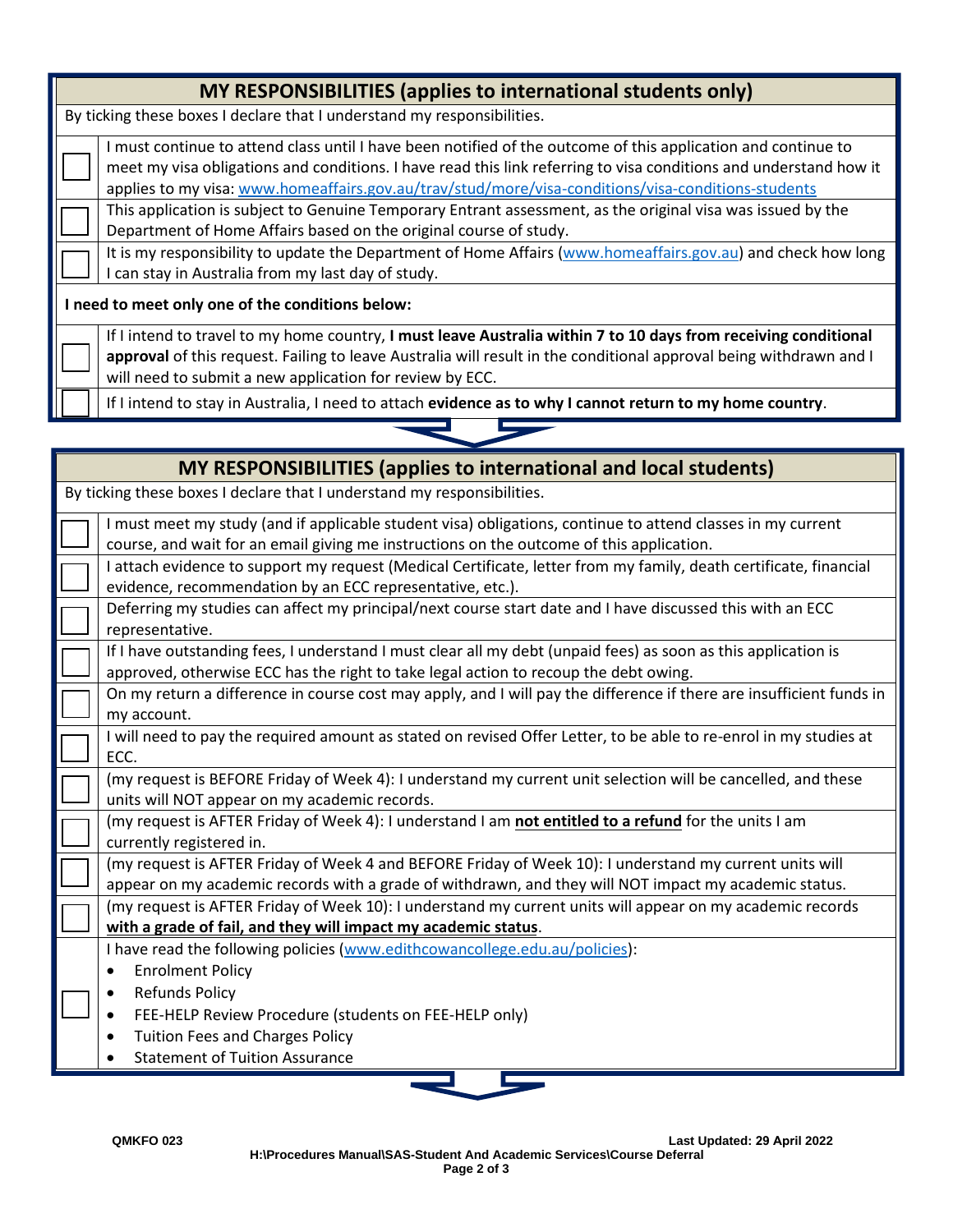## MY RESPONSIBILITIES (applies to international students only)

By ticking these boxes I declare that I understand my responsibilities.

| | |
|---|---|
| ☐ | I must continue to attend class until I have been notified of the outcome of this application and continue to meet my visa obligations and conditions. I have read this link referring to visa conditions and understand how it applies to my visa: www.homeaffairs.gov.au/trav/stud/more/visa-conditions/visa-conditions-students |
| ☐ | This application is subject to Genuine Temporary Entrant assessment, as the original visa was issued by the Department of Home Affairs based on the original course of study. |
| ☐ | It is my responsibility to update the Department of Home Affairs (www.homeaffairs.gov.au) and check how long I can stay in Australia from my last day of study. |

**I need to meet only one of the conditions below:**

| | |
|---|---|
| ☐ | If I intend to travel to my home country, **I must leave Australia within 7 to 10 days from receiving conditional approval** of this request. Failing to leave Australia will result in the conditional approval being withdrawn and I will need to submit a new application for review by ECC. |
| ☐ | If I intend to stay in Australia, I need to attach **evidence as to why I cannot return to my home country**. |

## MY RESPONSIBILITIES (applies to international and local students)

By ticking these boxes I declare that I understand my responsibilities.

| | |
|---|---|
| ☐ | I must meet my study (and if applicable student visa) obligations, continue to attend classes in my current course, and wait for an email giving me instructions on the outcome of this application. |
| ☐ | I attach evidence to support my request (Medical Certificate, letter from my family, death certificate, financial evidence, recommendation by an ECC representative, etc.). |
| ☐ | Deferring my studies can affect my principal/next course start date and I have discussed this with an ECC representative. |
| ☐ | If I have outstanding fees, I understand I must clear all my debt (unpaid fees) as soon as this application is approved, otherwise ECC has the right to take legal action to recoup the debt owing. |
| ☐ | On my return a difference in course cost may apply, and I will pay the difference if there are insufficient funds in my account. |
| ☐ | I will need to pay the required amount as stated on revised Offer Letter, to be able to re-enrol in my studies at ECC. |
| ☐ | (my request is BEFORE Friday of Week 4): I understand my current unit selection will be cancelled, and these units will NOT appear on my academic records. |
| ☐ | (my request is AFTER Friday of Week 4): I understand I am **not entitled to a refund** for the units I am currently registered in. |
| ☐ | (my request is AFTER Friday of Week 4 and BEFORE Friday of Week 10): I understand my current units will appear on my academic records with a grade of withdrawn, and they will NOT impact my academic status. |
| ☐ | (my request is AFTER Friday of Week 10): I understand my current units will appear on my academic records **with a grade of fail, and they will impact my academic status**. |
| ☐ | I have read the following policies (www.edithcowancollege.edu.au/policies):<br>• Enrolment Policy<br>• Refunds Policy<br>• FEE-HELP Review Procedure (students on FEE-HELP only)<br>• Tuition Fees and Charges Policy<br>• Statement of Tuition Assurance |

QMKFO 023 — Last Updated: 29 April 2022

H:\Procedures Manual\SAS-Student And Academic Services\Course Deferral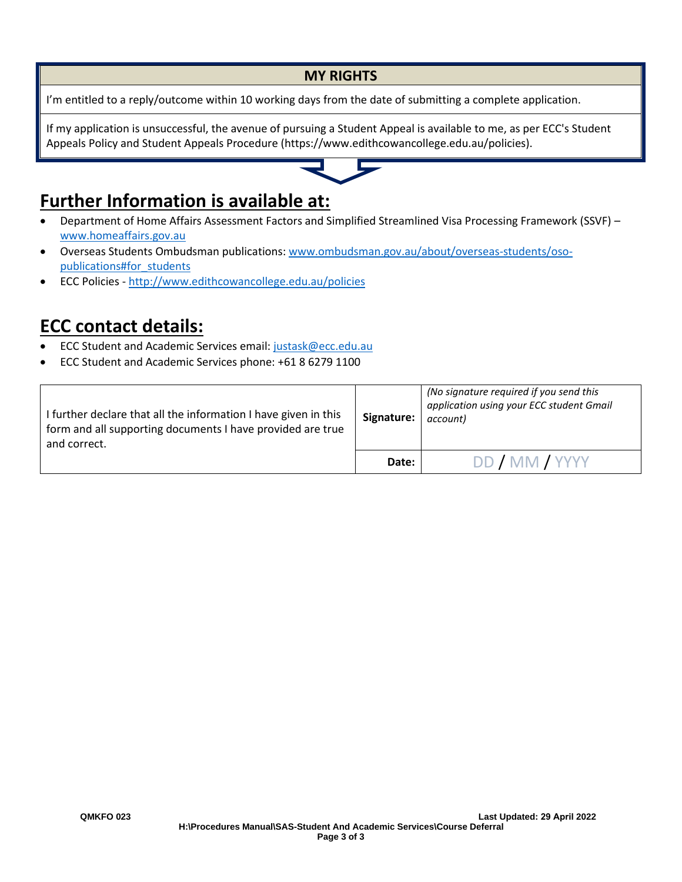| MY RIGHTS |
|---|
| I'm entitled to a reply/outcome within 10 working days from the date of submitting a complete application. |
| If my application is unsuccessful, the avenue of pursuing a Student Appeal is available to me, as per ECC's Student Appeals Policy and Student Appeals Procedure (https://www.edithcowancollege.edu.au/policies). |

## Further Information is available at:

- Department of Home Affairs Assessment Factors and Simplified Streamlined Visa Processing Framework (SSVF) – www.homeaffairs.gov.au
- Overseas Students Ombudsman publications: www.ombudsman.gov.au/about/overseas-students/oso-publications#for_students
- ECC Policies - http://www.edithcowancollege.edu.au/policies

## ECC contact details:

- ECC Student and Academic Services email: justask@ecc.edu.au
- ECC Student and Academic Services phone: +61 8 6279 1100

| | | |
|---|---|---|
| I further declare that all the information I have given in this form and all supporting documents I have provided are true and correct. | **Signature:** | *(No signature required if you send this application using your ECC student Gmail account)* |
| | **Date:** | DD / MM / YYYY |

QMKFO 023 Last Updated: 29 April 2022
H:\Procedures Manual\SAS-Student And Academic Services\Course Deferral